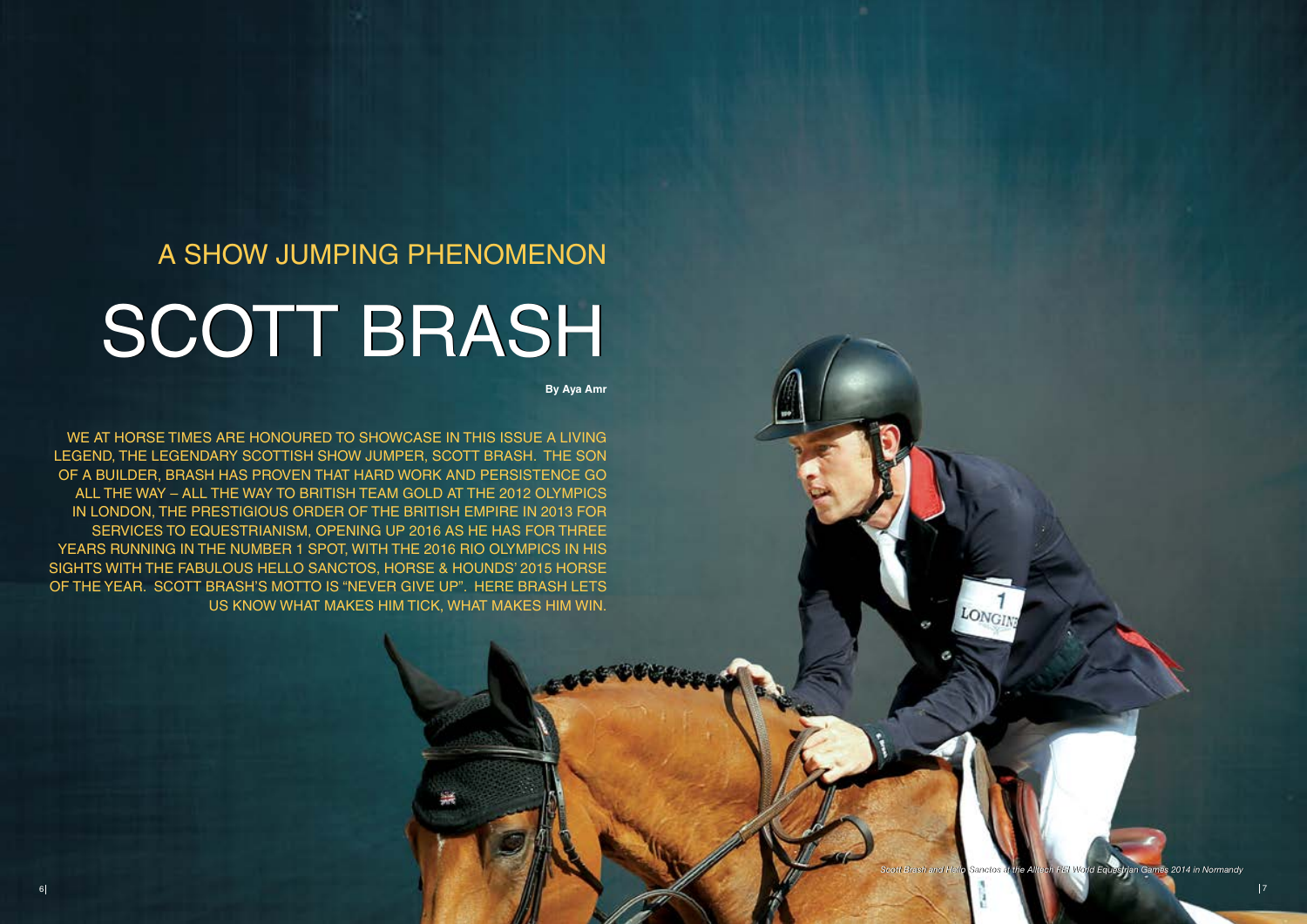## A SHOW JUMPING PHENOMENON

# SCOTT BRASH

**By Aya Amr**

WE AT HORSE TIMES ARE HONOURED TO SHOWCASE IN THIS ISSUE A LIVING LEGEND, THE LEGENDARY SCOTTISH SHOW JUMPER, SCOTT BRASH. THE SON OF A BUILDER, BRASH HAS PROVEN THAT HARD WORK AND PERSISTENCE GO ALL THE WAY – ALL THE WAY TO BRITISH TEAM GOLD AT THE 2012 OLYMPICS IN LONDON, THE PRESTIGIOUS ORDER OF THE BRITISH EMPIRE IN 2013 FOR SERVICES TO EQUESTRIANISM, OPENING UP 2016 AS HE HAS FOR THREE YEARS RUNNING IN THE NUMBER 1 SPOT, WITH THE 2016 RIO OLYMPICS IN HIS SIGHTS WITH THE FABULOUS HELLO SANCTOS, HORSE & HOUNDS' 2015 HORSE OF THE YEAR. SCOTT BRASH'S MOTTO IS "NEVER GIVE UP". HERE BRASH LETS US KNOW WHAT MAKES HIM TICK, WHAT MAKES HIM WIN.

*Scott Brash and Hello Sanctos at the Alltech FEI World Equestrian Games 2014 in Normandy*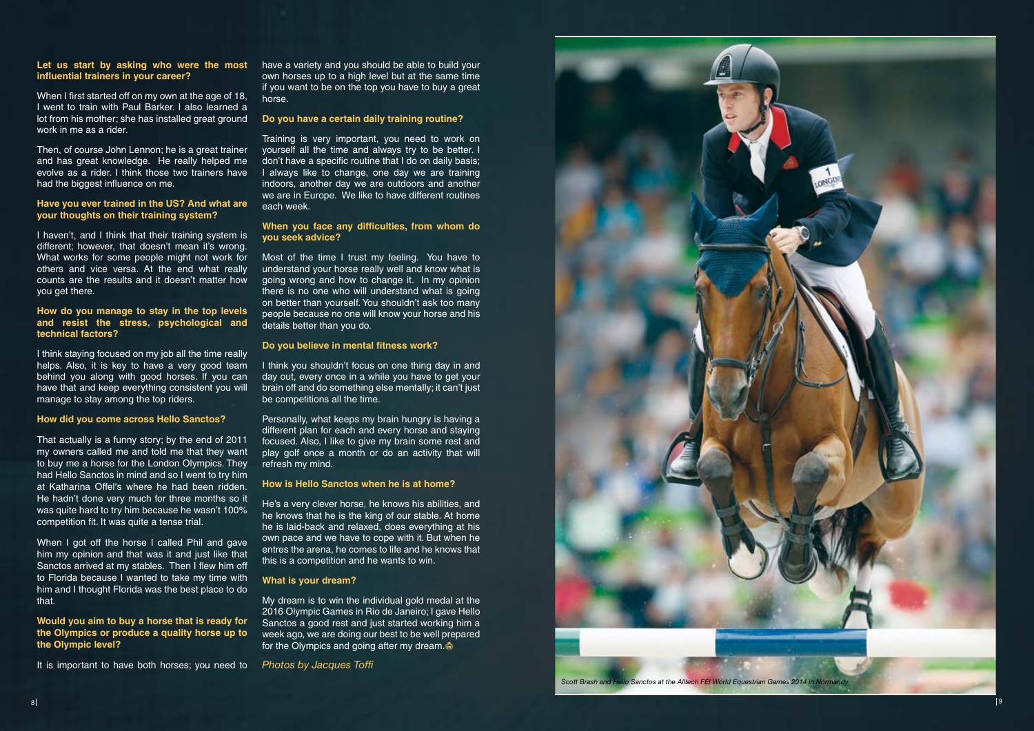**Let us start by asking who were the most influential trainers in your career?**

When I first started off on my own at the age of 18, I went to train with Paul Barker. I also learned a lot from his mother; she has installed great ground work in me as a rider.

Then, of course John Lennon; he is a great trainer and has great knowledge. He really helped me evolve as a rider. I think those two trainers have had the biggest influence on me.

**Have you ever trained in the US? And what are your thoughts on their training system?**

I haven't, and I think that their training system is different; however, that doesn't mean it's wrong. What works for some people might not work for others and vice versa. At the end what really counts are the results and it doesn't matter how you get there.

**How do you manage to stay in the top levels and resist the stress, psychological and technical factors?**

I think staying focused on my job all the time really helps. Also, it is key to have a very good team behind you along with good horses. If you can have that and keep everything consistent you will manage to stay among the top riders.

**How did you come across Hello Sanctos?**

That actually is a funny story; by the end of 2011 my owners called me and told me that they want to buy me a horse for the London Olympics. They had Hello Sanctos in mind and so I went to try him at Katharina Offel's where he had been ridden. He hadn't done very much for three months so it was quite hard to try him because he wasn't 100% competition fit. It was quite a tense trial.

When I got off the horse I called Phil and gave him my opinion and that was it and just like that Sanctos arrived at my stables. Then I flew him off to Florida because I wanted to take my time with him and I thought Florida was the best place to do that.

**Would you aim to buy a horse that is ready for the Olympics or produce a quality horse up to the Olympic level?**

It is important to have both horses; you need to have a variety and you should be able to build your own horses up to a high level but at the same time if you want to be on the top you have to buy a great horse.

**Do you have a certain daily training routine?**

Training is very important, you need to work on yourself all the time and always try to be better. I don't have a specific routine that I do on daily basis; I always like to change, one day we are training indoors, another day we are outdoors and another we are in Europe. We like to have different routines each week.

**When you face any difficulties, from whom do you seek advice?**

Most of the time I trust my feeling. You have to understand your horse really well and know what is going wrong and how to change it. In my opinion there is no one who will understand what is going on better than yourself. You shouldn't ask too many people because no one will know your horse and his details better than you do.

**Do you believe in mental fitness work?**

I think you shouldn't focus on one thing day in and day out, every once in a while you have to get your brain off and do something else mentally; it can't just be competitions all the time.

Personally, what keeps my brain hungry is having a different plan for each and every horse and staying focused. Also, I like to give my brain some rest and play golf once a month or do an activity that will refresh my mind.

**How is Hello Sanctos when he is at home?**

He's a very clever horse, he knows his abilities, and he knows that he is the king of our stable. At home he is laid-back and relaxed, does everything at his own pace and we have to cope with it. But when he entres the arena, he comes to life and he knows that this is a competition and he wants to win.

**What is your dream?**

My dream is to win the individual gold medal at the 2016 Olympic Games in Rio de Janeiro; I gave Hello Sanctos a good rest and just started working him a week ago, we are doing our best to be well prepared for the Olympics and going after my dream.

*Photos by Jacques Toffi*

*Scott Brash and Hello Sanctos at the Alltech FEI World Equestrian Games 2014 in Normandy*